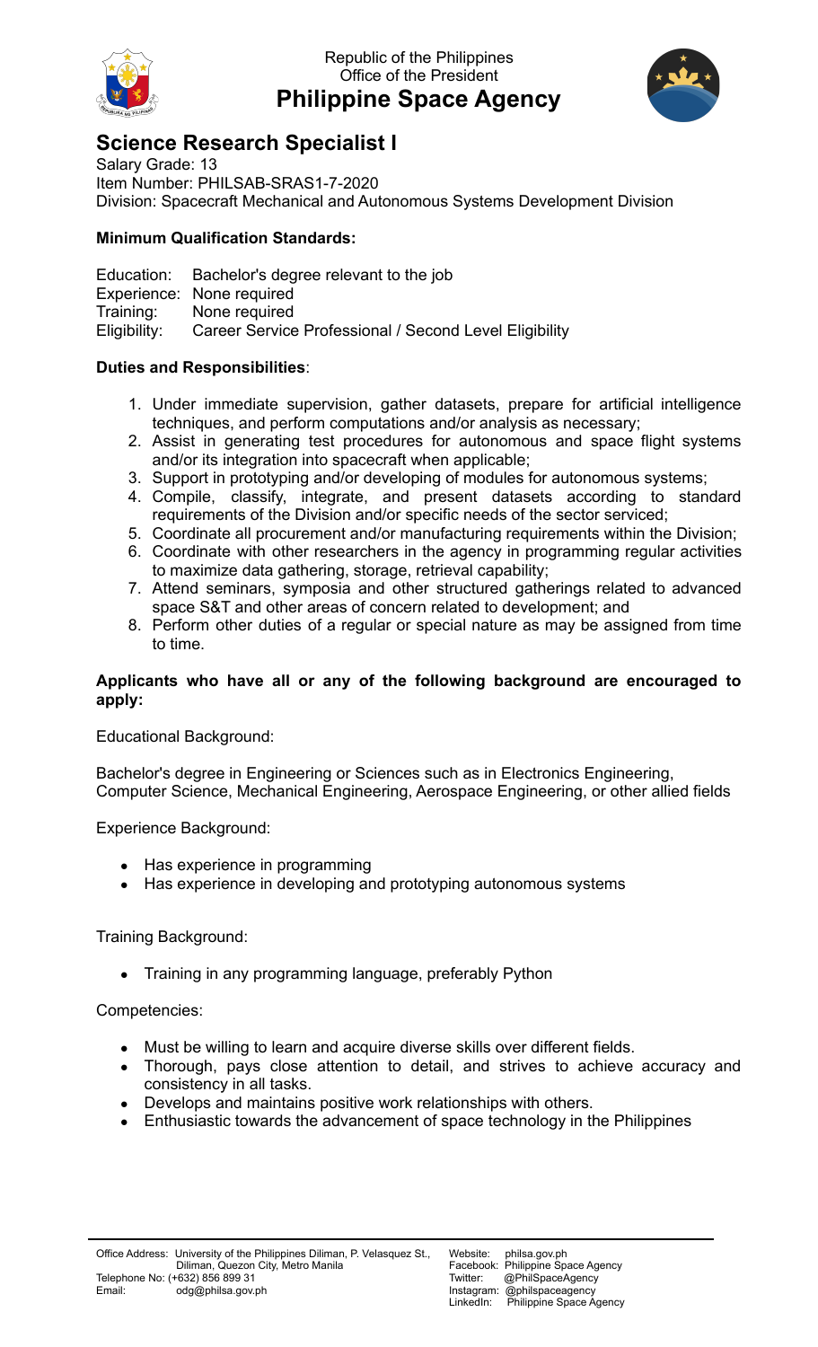Republic of the Philippines
Office of the President

# Philippine Space Agency

## Science Research Specialist I

Salary Grade: 13
Item Number: PHILSAB-SRAS1-7-2020
Division: Spacecraft Mechanical and Autonomous Systems Development Division

**Minimum Qualification Standards:**

Education: Bachelor's degree relevant to the job
Experience: None required
Training: None required
Eligibility: Career Service Professional / Second Level Eligibility

**Duties and Responsibilities**:

1. Under immediate supervision, gather datasets, prepare for artificial intelligence techniques, and perform computations and/or analysis as necessary;
2. Assist in generating test procedures for autonomous and space flight systems and/or its integration into spacecraft when applicable;
3. Support in prototyping and/or developing of modules for autonomous systems;
4. Compile, classify, integrate, and present datasets according to standard requirements of the Division and/or specific needs of the sector serviced;
5. Coordinate all procurement and/or manufacturing requirements within the Division;
6. Coordinate with other researchers in the agency in programming regular activities to maximize data gathering, storage, retrieval capability;
7. Attend seminars, symposia and other structured gatherings related to advanced space S&T and other areas of concern related to development; and
8. Perform other duties of a regular or special nature as may be assigned from time to time.

**Applicants who have all or any of the following background are encouraged to apply:**

Educational Background:

Bachelor's degree in Engineering or Sciences such as in Electronics Engineering, Computer Science, Mechanical Engineering, Aerospace Engineering, or other allied fields

Experience Background:

- Has experience in programming
- Has experience in developing and prototyping autonomous systems

Training Background:

- Training in any programming language, preferably Python

Competencies:

- Must be willing to learn and acquire diverse skills over different fields.
- Thorough, pays close attention to detail, and strives to achieve accuracy and consistency in all tasks.
- Develops and maintains positive work relationships with others.
- Enthusiastic towards the advancement of space technology in the Philippines

Office Address: University of the Philippines Diliman, P. Velasquez St., Diliman, Quezon City, Metro Manila
Telephone No: (+632) 856 899 31
Email: odg@philsa.gov.ph

Website: philsa.gov.ph
Facebook: Philippine Space Agency
Twitter: @PhilSpaceAgency
Instagram: @philspaceagency
LinkedIn: Philippine Space Agency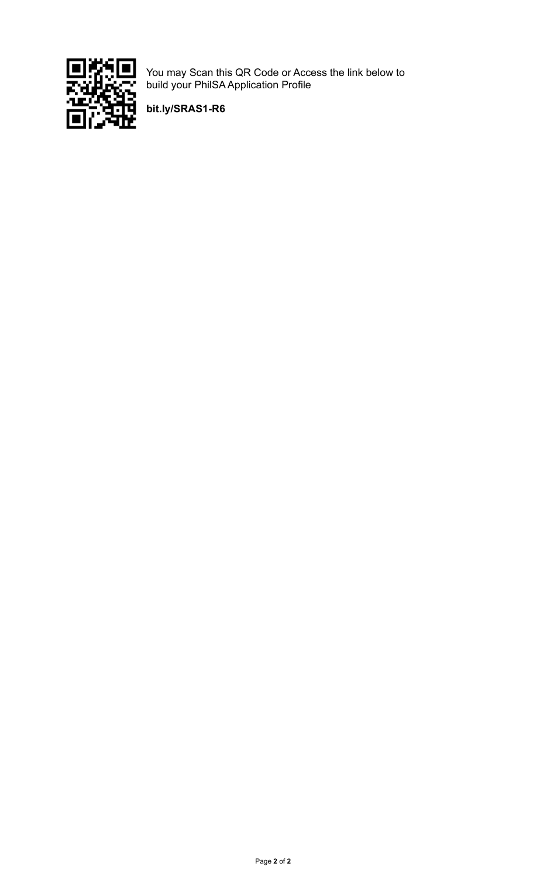You may Scan this QR Code or Access the link below to build your PhilSA Application Profile

**bit.ly/SRAS1-R6**